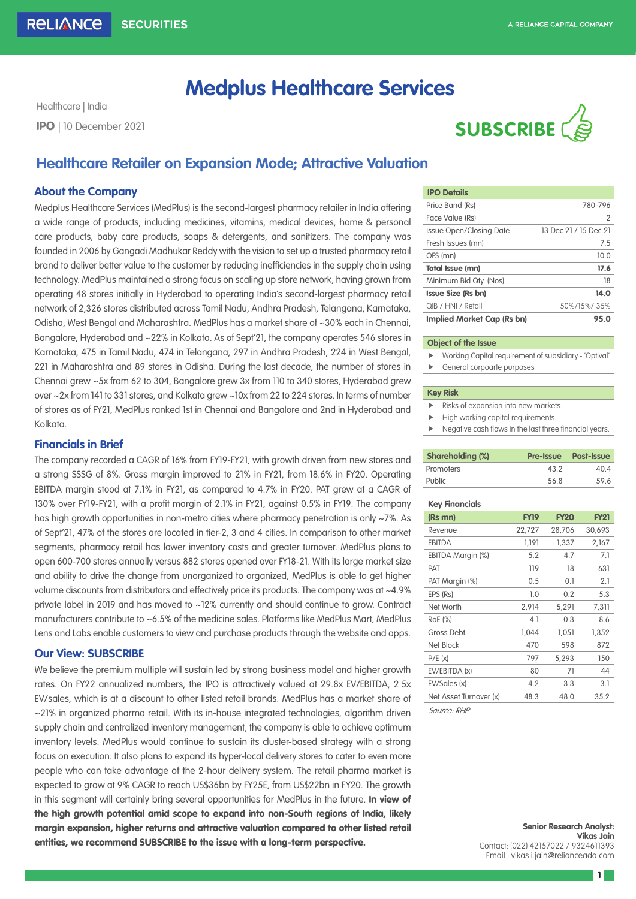# Medplus Healthcare Services

Healthcare | India

**IPO** | 10 December 2021

**SUBSCRIBE**

## Healthcare Retailer on Expansion Mode; Attractive Valuation

### About the Company

Medplus Healthcare Services (MedPlus) is the second-largest pharmacy retailer in India offering a wide range of products, including medicines, vitamins, medical devices, home & personal care products, baby care products, soaps & detergents, and sanitizers. The company was founded in 2006 by Gangadi Madhukar Reddy with the vision to set up a trusted pharmacy retail brand to deliver better value to the customer by reducing inefficiencies in the supply chain using technology. MedPlus maintained a strong focus on scaling up store network, having grown from operating 48 stores initially in Hyderabad to operating India's second-largest pharmacy retail network of 2,326 stores distributed across Tamil Nadu, Andhra Pradesh, Telangana, Karnataka, Odisha, West Bengal and Maharashtra. MedPlus has a market share of ~30% each in Chennai, Bangalore, Hyderabad and ~22% in Kolkata. As of Sept'21, the company operates 546 stores in Karnataka, 475 in Tamil Nadu, 474 in Telangana, 297 in Andhra Pradesh, 224 in West Bengal, 221 in Maharashtra and 89 stores in Odisha. During the last decade, the number of stores in Chennai grew ~5x from 62 to 304, Bangalore grew 3x from 110 to 340 stores, Hyderabad grew over ~2x from 141 to 331 stores, and Kolkata grew ~10x from 22 to 224 stores. In terms of number of stores as of FY21, MedPlus ranked 1st in Chennai and Bangalore and 2nd in Hyderabad and Kolkata.

### Financials in Brief

The company recorded a CAGR of 16% from FY19-FY21, with growth driven from new stores and a strong SSSG of 8%. Gross margin improved to 21% in FY21, from 18.6% in FY20. Operating EBITDA margin stood at 7.1% in FY21, as compared to 4.7% in FY20. PAT grew at a CAGR of 130% over FY19-FY21, with a profit margin of 2.1% in FY21, against 0.5% in FY19. The company has high growth opportunities in non-metro cities where pharmacy penetration is only ~7%. As of Sept'21, 47% of the stores are located in tier-2, 3 and 4 cities. In comparison to other market segments, pharmacy retail has lower inventory costs and greater turnover. MedPlus plans to open 600-700 stores annually versus 882 stores opened over FY18-21. With its large market size and ability to drive the change from unorganized to organized, MedPlus is able to get higher volume discounts from distributors and effectively price its products. The company was at ~4.9% private label in 2019 and has moved to ~12% currently and should continue to grow. Contract manufacturers contribute to ~6.5% of the medicine sales. Platforms like MedPlus Mart, MedPlus Lens and Labs enable customers to view and purchase products through the website and apps.

### Our View: SUBSCRIBE

We believe the premium multiple will sustain led by strong business model and higher growth rates. On FY22 annualized numbers, the IPO is attractively valued at 29.8x EV/EBITDA, 2.5x EV/sales, which is at a discount to other listed retail brands. MedPlus has a market share of ~21% in organized pharma retail. With its in-house integrated technologies, algorithm driven supply chain and centralized inventory management, the company is able to achieve optimum inventory levels. MedPlus would continue to sustain its cluster-based strategy with a strong focus on execution. It also plans to expand its hyper-local delivery stores to cater to even more people who can take advantage of the 2-hour delivery system. The retail pharma market is expected to grow at 9% CAGR to reach US$36bn by FY25E, from US$22bn in FY20. The growth in this segment will certainly bring several opportunities for MedPlus in the future. **In view of the high growth potential amid scope to expand into non-South regions of India, likely margin expansion, higher returns and attractive valuation compared to other listed retail entities, we recommend SUBSCRIBE to the issue with a long-term perspective.**

| IPO Details | |
|---|---|
| Price Band (Rs) | 780-796 |
| Face Value (Rs) | 2 |
| Issue Open/Closing Date | 13 Dec 21 / 15 Dec 21 |
| Fresh Issues (mn) | 7.5 |
| OFS (mn) | 10.0 |
| **Total Issue (mn)** | **17.6** |
| Minimum Bid Qty. (Nos) | 18 |
| **Issue Size (Rs bn)** | **14.0** |
| QIB / HNI / Retail | 50%/15%/ 35% |
| **Implied Market Cap (Rs bn)** | **95.0** |

**Object of the Issue**

- Working Capital requirement of subsidiary - 'Optival'
- General corpoarte purposes

**Key Risk**

- Risks of expansion into new markets.
- High working capital requirements
- Negative cash flows in the last three financial years.

| Shareholding (%) | Pre-Issue | Post-Issue |
|---|---|---|
| Promoters | 43.2 | 40.4 |
| Public | 56.8 | 59.6 |

**Key Financials**

| (Rs mn) | FY19 | FY20 | FY21 |
|---|---|---|---|
| Revenue | 22,727 | 28,706 | 30,693 |
| EBITDA | 1,191 | 1,337 | 2,167 |
| EBITDA Margin (%) | 5.2 | 4.7 | 7.1 |
| PAT | 119 | 18 | 631 |
| PAT Margin (%) | 0.5 | 0.1 | 2.1 |
| EPS (Rs) | 1.0 | 0.2 | 5.3 |
| Net Worth | 2,914 | 5,291 | 7,311 |
| RoE (%) | 4.1 | 0.3 | 8.6 |
| Gross Debt | 1,044 | 1,051 | 1,352 |
| Net Block | 470 | 598 | 872 |
| P/E (x) | 797 | 5,293 | 150 |
| EV/EBITDA (x) | 80 | 71 | 44 |
| EV/Sales (x) | 4.2 | 3.3 | 3.1 |
| Net Asset Turnover (x) | 48.3 | 48.0 | 35.2 |

*Source: RHP*

**Senior Research Analyst:**
**Vikas Jain**
Contact: (022) 42157022 / 9324611393
Email : vikas.i.jain@relianceada.com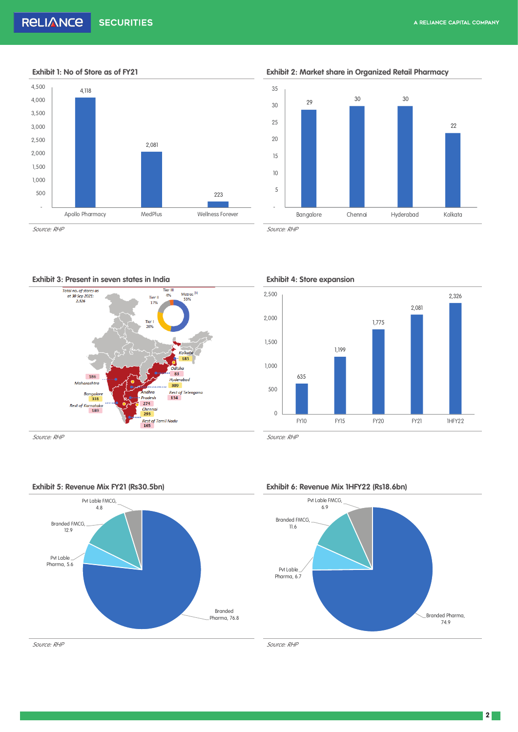### Exhibit 1: No of Store as of FY21

| Company | No. of stores |
|---|---|
| Apollo Pharmacy | 4,118 |
| MedPlus | 2,081 |
| Wellness Forever | 223 |

*Source: RHP*

### Exhibit 2: Market share in Organized Retail Pharmacy

| City | Market share |
|---|---|
| Bangalore | 29 |
| Chennai | 30 |
| Hyderabad | 30 |
| Kolkata | 22 |

*Source: RHP*

### Exhibit 3: Present in seven states in India

Total no. of stores as at 30 Sep 2021: 2,326

Metros [1] 53%, Tier I 26%, Tier II 17%, Tier III 4%

| Location | Stores |
|---|---|
| Maharashtra | 186 |
| Bangalore | 331 |
| Rest of Karnataka | 189 |
| Kolkata | 183 |
| Odisha | 83 |
| Hyderabad | 309 |
| Rest of Telengana | 134 |
| Andhra Pradesh | 274 |
| Chennai | 293 |
| Rest of Tamil Nadu | 165 |

*Source: RHP*

### Exhibit 4: Store expansion

| Period | Stores |
|---|---|
| FY10 | 635 |
| FY15 | 1,199 |
| FY20 | 1,775 |
| FY21 | 2,081 |
| 1HFY22 | 2,326 |

*Source: RHP*

### Exhibit 5: Revenue Mix FY21 (Rs30.5bn)

| Segment | % |
|---|---|
| Branded Pharma | 76.8 |
| Pvt Lable Pharma | 5.6 |
| Branded FMCG | 12.9 |
| Pvt Lable FMCG | 4.8 |

*Source: RHP*

### Exhibit 6: Revenue Mix 1HFY22 (Rs18.6bn)

| Segment | % |
|---|---|
| Branded Pharma | 74.9 |
| Pvt Lable Pharma | 6.7 |
| Branded FMCG | 11.6 |
| Pvt Lable FMCG | 6.9 |

*Source: RHP*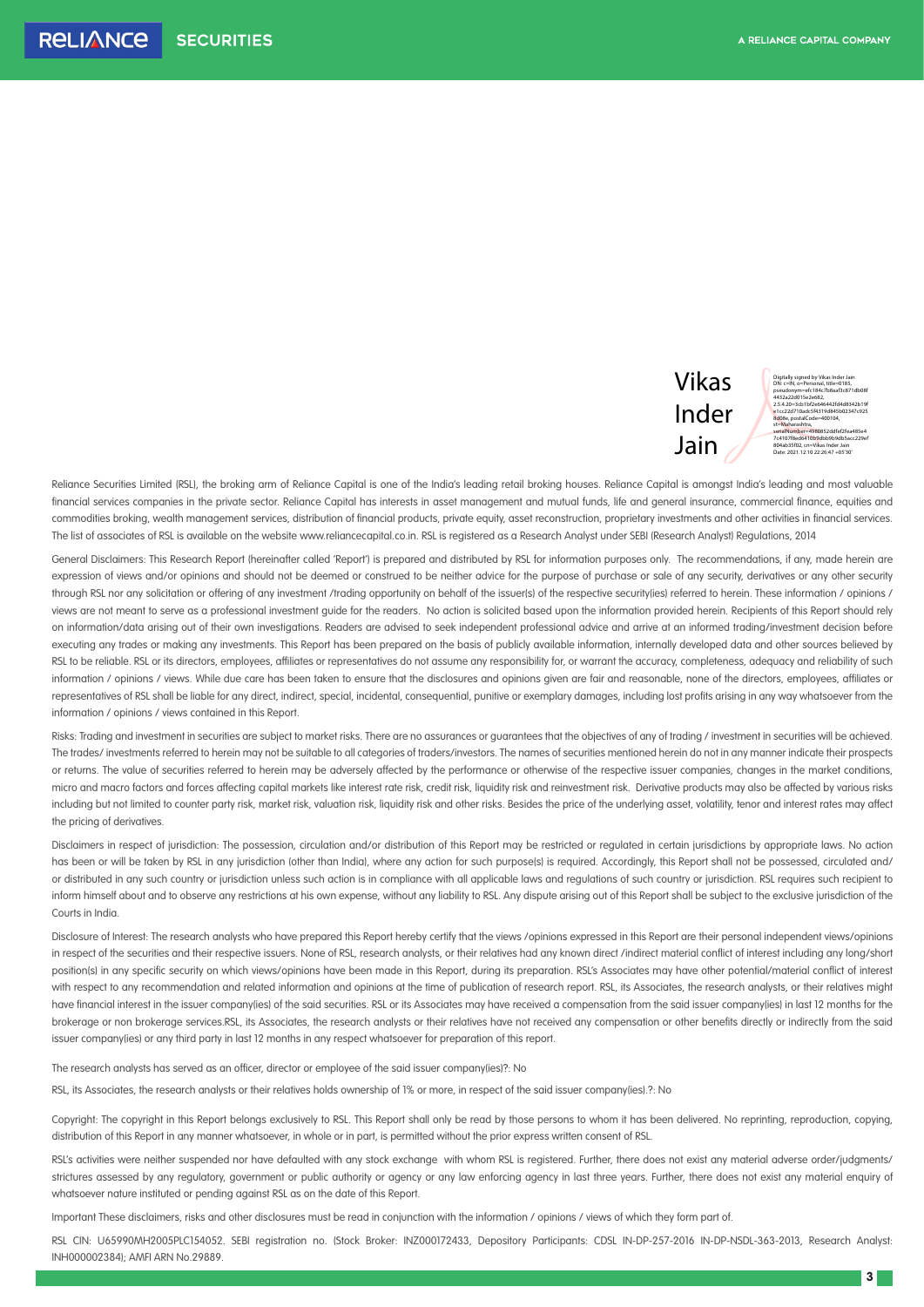Vikas Inder Jain

Digitally signed by Vikas Inder Jain
DN: c=IN, o=Personal, title=0185, pseudonym=afc184c7b8aaf3c871db08f4432a22d015e2e682, 2.5.4.20=3cb1bf2e646442fd4d8342b19fe1cc22d710adc5f4319d845b02347c9258d08e, postalCode=400104, st=Maharashtra, serialNumber=4980852ddfef2fea485e47c4107f8ed6410b9dbb9b9db5acc229ef804ab35f02, cn=Vikas Inder Jain
Date: 2021.12.10 22:26:47 +05'30'

Reliance Securities Limited (RSL), the broking arm of Reliance Capital is one of the India's leading retail broking houses. Reliance Capital is amongst India's leading and most valuable financial services companies in the private sector. Reliance Capital has interests in asset management and mutual funds, life and general insurance, commercial finance, equities and commodities broking, wealth management services, distribution of financial products, private equity, asset reconstruction, proprietary investments and other activities in financial services. The list of associates of RSL is available on the website www.reliancecapital.co.in. RSL is registered as a Research Analyst under SEBI (Research Analyst) Regulations, 2014

General Disclaimers: This Research Report (hereinafter called 'Report') is prepared and distributed by RSL for information purposes only. The recommendations, if any, made herein are expression of views and/or opinions and should not be deemed or construed to be neither advice for the purpose of purchase or sale of any security, derivatives or any other security through RSL nor any solicitation or offering of any investment /trading opportunity on behalf of the issuer(s) of the respective security(ies) referred to herein. These information / opinions / views are not meant to serve as a professional investment guide for the readers. No action is solicited based upon the information provided herein. Recipients of this Report should rely on information/data arising out of their own investigations. Readers are advised to seek independent professional advice and arrive at an informed trading/investment decision before executing any trades or making any investments. This Report has been prepared on the basis of publicly available information, internally developed data and other sources believed by RSL to be reliable. RSL or its directors, employees, affiliates or representatives do not assume any responsibility for, or warrant the accuracy, completeness, adequacy and reliability of such information / opinions / views. While due care has been taken to ensure that the disclosures and opinions given are fair and reasonable, none of the directors, employees, affiliates or representatives of RSL shall be liable for any direct, indirect, special, incidental, consequential, punitive or exemplary damages, including lost profits arising in any way whatsoever from the information / opinions / views contained in this Report.

Risks: Trading and investment in securities are subject to market risks. There are no assurances or guarantees that the objectives of any of trading / investment in securities will be achieved. The trades/ investments referred to herein may not be suitable to all categories of traders/investors. The names of securities mentioned herein do not in any manner indicate their prospects or returns. The value of securities referred to herein may be adversely affected by the performance or otherwise of the respective issuer companies, changes in the market conditions, micro and macro factors and forces affecting capital markets like interest rate risk, credit risk, liquidity risk and reinvestment risk. Derivative products may also be affected by various risks including but not limited to counter party risk, market risk, valuation risk, liquidity risk and other risks. Besides the price of the underlying asset, volatility, tenor and interest rates may affect the pricing of derivatives.

Disclaimers in respect of jurisdiction: The possession, circulation and/or distribution of this Report may be restricted or regulated in certain jurisdictions by appropriate laws. No action has been or will be taken by RSL in any jurisdiction (other than India), where any action for such purpose(s) is required. Accordingly, this Report shall not be possessed, circulated and/ or distributed in any such country or jurisdiction unless such action is in compliance with all applicable laws and regulations of such country or jurisdiction. RSL requires such recipient to inform himself about and to observe any restrictions at his own expense, without any liability to RSL. Any dispute arising out of this Report shall be subject to the exclusive jurisdiction of the Courts in India.

Disclosure of Interest: The research analysts who have prepared this Report hereby certify that the views /opinions expressed in this Report are their personal independent views/opinions in respect of the securities and their respective issuers. None of RSL, research analysts, or their relatives had any known direct /indirect material conflict of interest including any long/short position(s) in any specific security on which views/opinions have been made in this Report, during its preparation. RSL's Associates may have other potential/material conflict of interest with respect to any recommendation and related information and opinions at the time of publication of research report. RSL, its Associates, the research analysts, or their relatives might have financial interest in the issuer company(ies) of the said securities. RSL or its Associates may have received a compensation from the said issuer company(ies) in last 12 months for the brokerage or non brokerage services.RSL, its Associates, the research analysts or their relatives have not received any compensation or other benefits directly or indirectly from the said issuer company(ies) or any third party in last 12 months in any respect whatsoever for preparation of this report.

The research analysts has served as an officer, director or employee of the said issuer company(ies)?: No

RSL, its Associates, the research analysts or their relatives holds ownership of 1% or more, in respect of the said issuer company(ies).?: No

Copyright: The copyright in this Report belongs exclusively to RSL. This Report shall only be read by those persons to whom it has been delivered. No reprinting, reproduction, copying, distribution of this Report in any manner whatsoever, in whole or in part, is permitted without the prior express written consent of RSL.

RSL's activities were neither suspended nor have defaulted with any stock exchange with whom RSL is registered. Further, there does not exist any material adverse order/judgments/ strictures assessed by any regulatory, government or public authority or agency or any law enforcing agency in last three years. Further, there does not exist any material enquiry of whatsoever nature instituted or pending against RSL as on the date of this Report.

Important These disclaimers, risks and other disclosures must be read in conjunction with the information / opinions / views of which they form part of.

RSL CIN: U65990MH2005PLC154052. SEBI registration no. (Stock Broker: INZ000172433, Depository Participants: CDSL IN-DP-257-2016 IN-DP-NSDL-363-2013, Research Analyst: INH000002384); AMFI ARN No.29889.